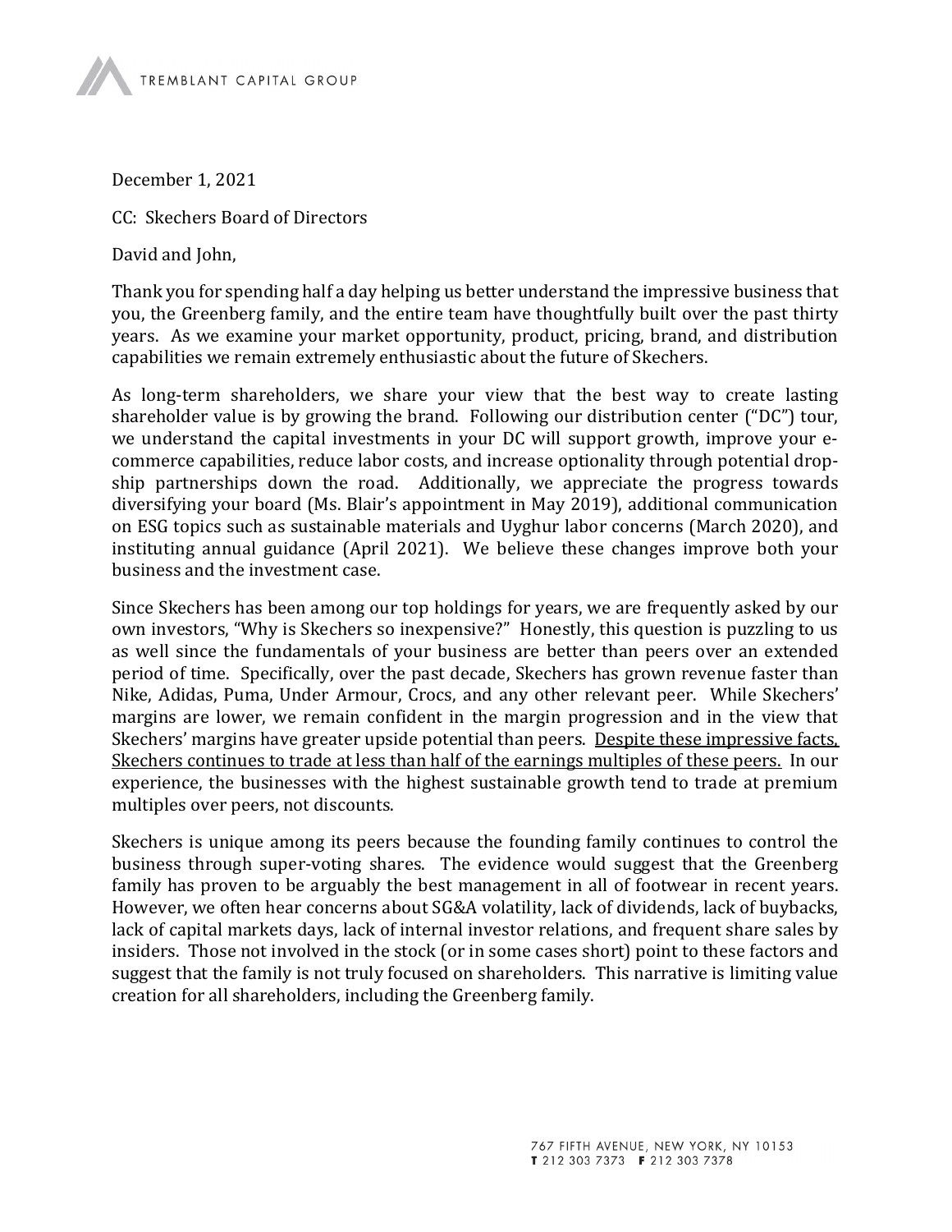TREMBLANT CAPITAL GROUP

December 1, 2021

CC: Skechers Board of Directors

David and John,

Thank you for spending half a day helping us better understand the impressive business that you, the Greenberg family, and the entire team have thoughtfully built over the past thirty years. As we examine your market opportunity, product, pricing, brand, and distribution capabilities we remain extremely enthusiastic about the future of Skechers.

As long-term shareholders, we share your view that the best way to create lasting shareholder value is by growing the brand. Following our distribution center ("DC") tour, we understand the capital investments in your DC will support growth, improve your e-commerce capabilities, reduce labor costs, and increase optionality through potential drop-ship partnerships down the road. Additionally, we appreciate the progress towards diversifying your board (Ms. Blair's appointment in May 2019), additional communication on ESG topics such as sustainable materials and Uyghur labor concerns (March 2020), and instituting annual guidance (April 2021). We believe these changes improve both your business and the investment case.

Since Skechers has been among our top holdings for years, we are frequently asked by our own investors, "Why is Skechers so inexpensive?" Honestly, this question is puzzling to us as well since the fundamentals of your business are better than peers over an extended period of time. Specifically, over the past decade, Skechers has grown revenue faster than Nike, Adidas, Puma, Under Armour, Crocs, and any other relevant peer. While Skechers' margins are lower, we remain confident in the margin progression and in the view that Skechers' margins have greater upside potential than peers. <u>Despite these impressive facts, Skechers continues to trade at less than half of the earnings multiples of these peers.</u> In our experience, the businesses with the highest sustainable growth tend to trade at premium multiples over peers, not discounts.

Skechers is unique among its peers because the founding family continues to control the business through super-voting shares. The evidence would suggest that the Greenberg family has proven to be arguably the best management in all of footwear in recent years. However, we often hear concerns about SG&A volatility, lack of dividends, lack of buybacks, lack of capital markets days, lack of internal investor relations, and frequent share sales by insiders. Those not involved in the stock (or in some cases short) point to these factors and suggest that the family is not truly focused on shareholders. This narrative is limiting value creation for all shareholders, including the Greenberg family.

767 FIFTH AVENUE, NEW YORK, NY 10153
**T** 212 303 7373 **F** 212 303 7378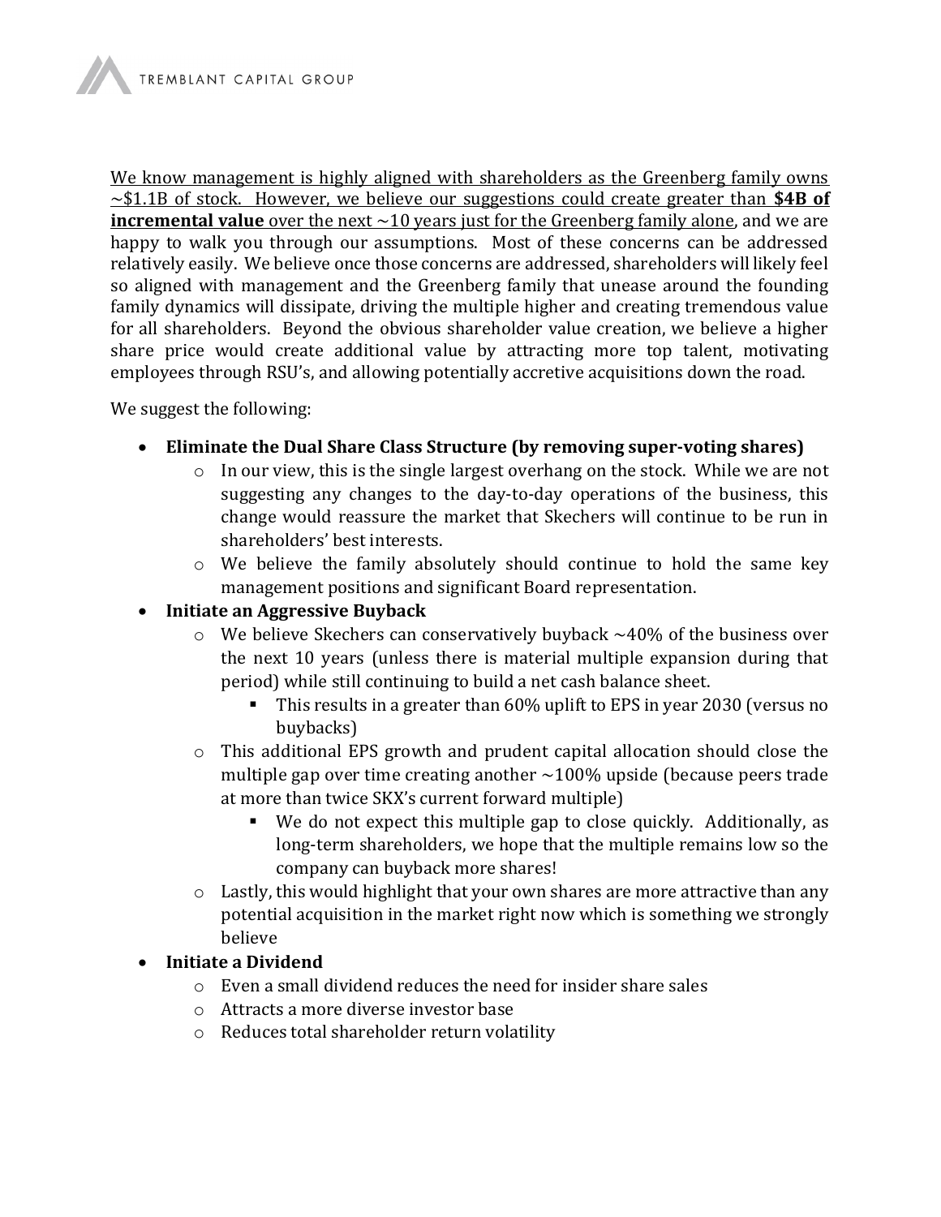<u>We know management is highly aligned with shareholders as the Greenberg family owns ~$1.1B of stock. However, we believe our suggestions could create greater than **$4B of incremental value** over the next ~10 years just for the Greenberg family alone</u>, and we are happy to walk you through our assumptions. Most of these concerns can be addressed relatively easily. We believe once those concerns are addressed, shareholders will likely feel so aligned with management and the Greenberg family that unease around the founding family dynamics will dissipate, driving the multiple higher and creating tremendous value for all shareholders. Beyond the obvious shareholder value creation, we believe a higher share price would create additional value by attracting more top talent, motivating employees through RSU's, and allowing potentially accretive acquisitions down the road.

We suggest the following:

- **Eliminate the Dual Share Class Structure (by removing super-voting shares)**
  - In our view, this is the single largest overhang on the stock. While we are not suggesting any changes to the day-to-day operations of the business, this change would reassure the market that Skechers will continue to be run in shareholders' best interests.
  - We believe the family absolutely should continue to hold the same key management positions and significant Board representation.
- **Initiate an Aggressive Buyback**
  - We believe Skechers can conservatively buyback ~40% of the business over the next 10 years (unless there is material multiple expansion during that period) while still continuing to build a net cash balance sheet.
    - This results in a greater than 60% uplift to EPS in year 2030 (versus no buybacks)
  - This additional EPS growth and prudent capital allocation should close the multiple gap over time creating another ~100% upside (because peers trade at more than twice SKX's current forward multiple)
    - We do not expect this multiple gap to close quickly. Additionally, as long-term shareholders, we hope that the multiple remains low so the company can buyback more shares!
  - Lastly, this would highlight that your own shares are more attractive than any potential acquisition in the market right now which is something we strongly believe
- **Initiate a Dividend**
  - Even a small dividend reduces the need for insider share sales
  - Attracts a more diverse investor base
  - Reduces total shareholder return volatility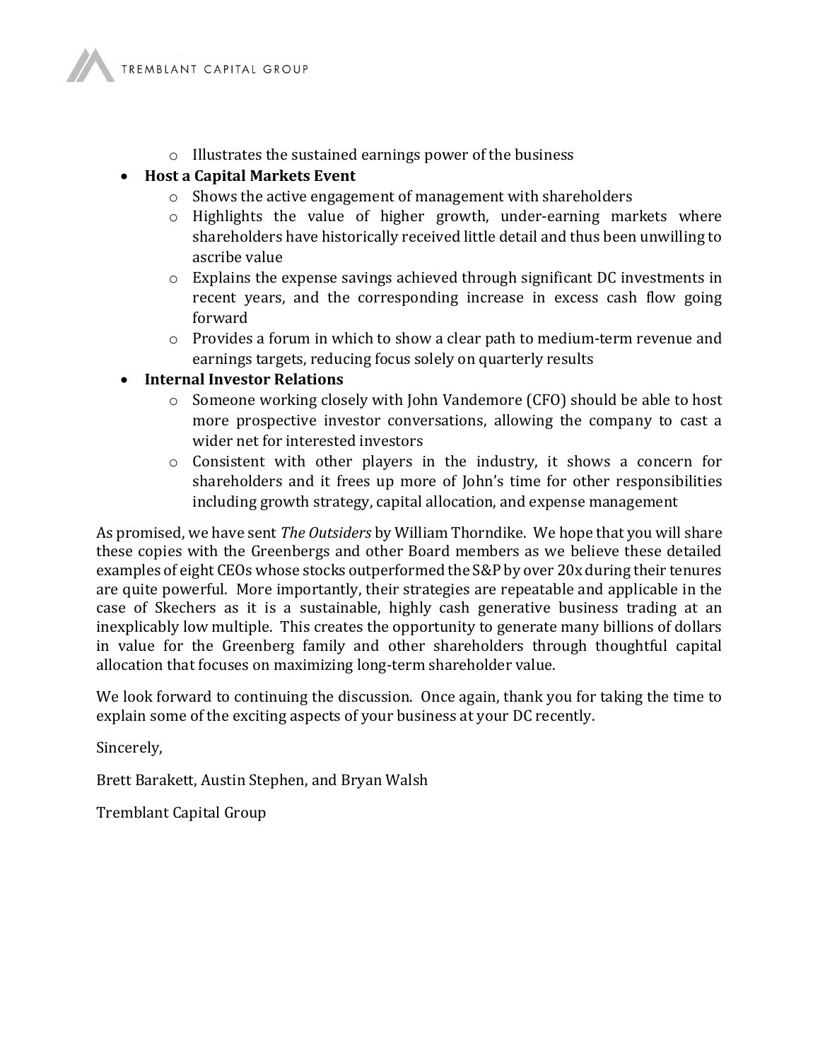- Illustrates the sustained earnings power of the business
- **Host a Capital Markets Event**
    - Shows the active engagement of management with shareholders
    - Highlights the value of higher growth, under-earning markets where shareholders have historically received little detail and thus been unwilling to ascribe value
    - Explains the expense savings achieved through significant DC investments in recent years, and the corresponding increase in excess cash flow going forward
    - Provides a forum in which to show a clear path to medium-term revenue and earnings targets, reducing focus solely on quarterly results
- **Internal Investor Relations**
    - Someone working closely with John Vandemore (CFO) should be able to host more prospective investor conversations, allowing the company to cast a wider net for interested investors
    - Consistent with other players in the industry, it shows a concern for shareholders and it frees up more of John's time for other responsibilities including growth strategy, capital allocation, and expense management

As promised, we have sent *The Outsiders* by William Thorndike. We hope that you will share these copies with the Greenbergs and other Board members as we believe these detailed examples of eight CEOs whose stocks outperformed the S&P by over 20x during their tenures are quite powerful. More importantly, their strategies are repeatable and applicable in the case of Skechers as it is a sustainable, highly cash generative business trading at an inexplicably low multiple. This creates the opportunity to generate many billions of dollars in value for the Greenberg family and other shareholders through thoughtful capital allocation that focuses on maximizing long-term shareholder value.

We look forward to continuing the discussion. Once again, thank you for taking the time to explain some of the exciting aspects of your business at your DC recently.

Sincerely,

Brett Barakett, Austin Stephen, and Bryan Walsh

Tremblant Capital Group